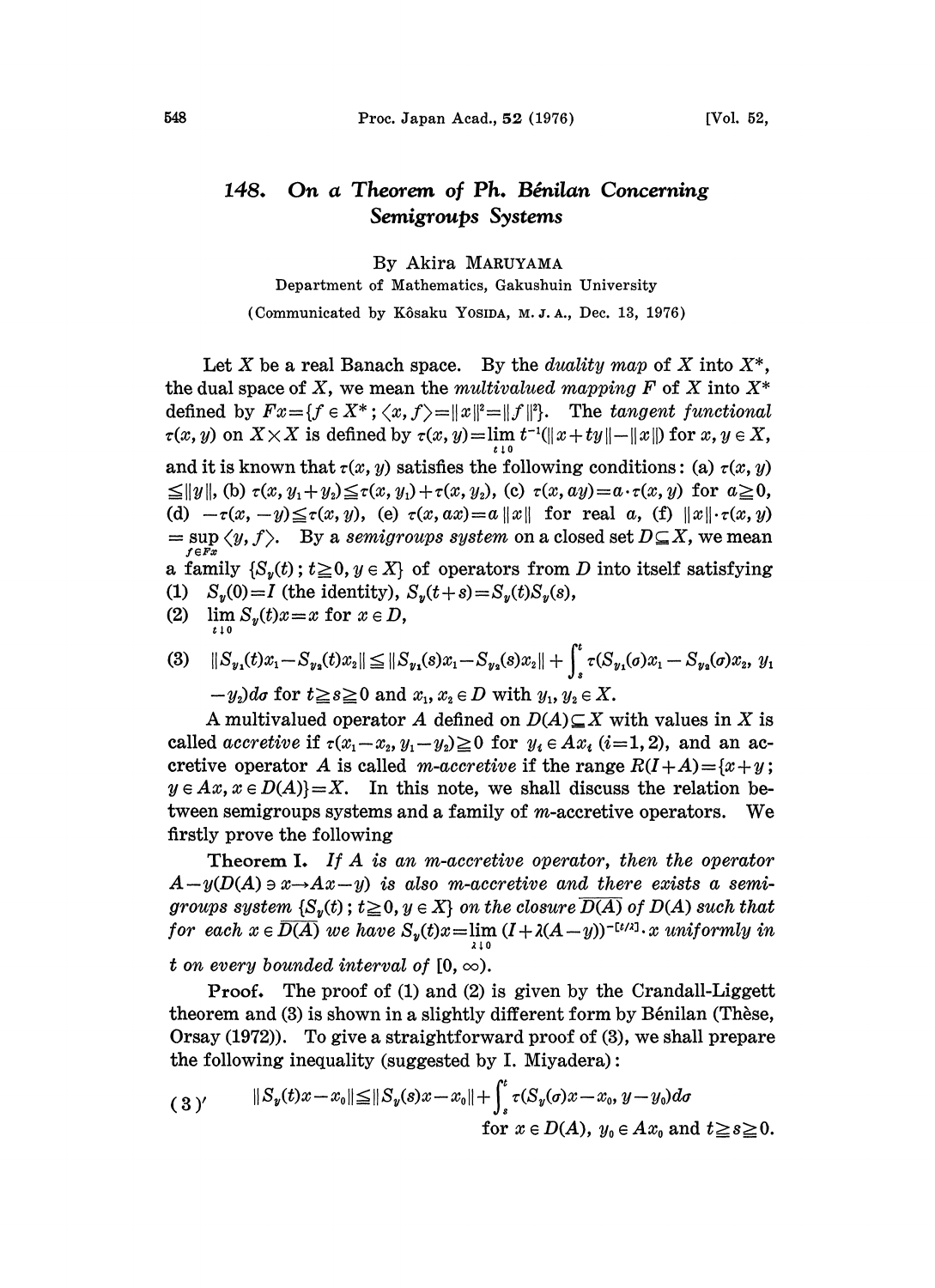# 148. On a Theorem of Ph. Bénilan Concerning Semigroups Systems

By Akira MARUYAMA

Department of Mathematics, Gakushuin University

(Communicated by Kôsaku YOSIDA, M. J. A., Dec. 13, 1976)

Let $X$ be a real Banach space. By the *duality map* of $X$ into $X^*$, the dual space of $X$, we mean the *multivalued mapping* $F$ of $X$ into $X^*$ defined by $Fx=\{f \in X^*; \langle x, f\rangle=\|x\|^2=\|f\|^2\}$. The *tangent functional* $\tau(x, y)$ on $X\times X$ is defined by $\tau(x, y)=\lim_{t\downarrow 0} t^{-1}(\|x+ty\|-\|x\|)$ for $x, y \in X$, and it is known that $\tau(x, y)$ satisfies the following conditions: (a) $\tau(x, y) \leqq \|y\|$, (b) $\tau(x, y_1+y_2)\leqq\tau(x, y_1)+\tau(x, y_2)$, (c) $\tau(x, ay)=a\cdot\tau(x, y)$ for $a\geqq 0$, (d) $-\tau(x, -y)\leqq\tau(x, y)$, (e) $\tau(x, ax)=a\|x\|$ for real $a$, (f) $\|x\|\cdot\tau(x, y) = \sup_{f\in Fx}\langle y, f\rangle$. By a *semigroups system* on a closed set $D\subseteq X$, we mean a family $\{S_y(t); t\geqq 0, y \in X\}$ of operators from $D$ into itself satisfying

(1) $S_y(0)=I$ (the identity), $S_y(t+s)=S_y(t)S_y(s)$,

(2) $\lim_{t\downarrow 0} S_y(t)x=x$ for $x \in D$,

(3) $\|S_{y_1}(t)x_1-S_{y_2}(t)x_2\| \leqq \|S_{y_1}(s)x_1-S_{y_2}(s)x_2\| + \int_s^t \tau(S_{y_1}(\sigma)x_1 - S_{y_2}(\sigma)x_2, y_1 - y_2)d\sigma$ for $t\geqq s\geqq 0$ and $x_1, x_2 \in D$ with $y_1, y_2 \in X$.

A multivalued operator $A$ defined on $D(A)\subseteq X$ with values in $X$ is called *accretive* if $\tau(x_1-x_2, y_1-y_2)\geqq 0$ for $y_i \in Ax_i$ $(i=1, 2)$, and an accretive operator $A$ is called *m-accretive* if the range $R(I+A)=\{x+y; y \in Ax, x \in D(A)\}=X$. In this note, we shall discuss the relation between semigroups systems and a family of $m$-accretive operators. We firstly prove the following

**Theorem I.** *If $A$ is an m-accretive operator, then the operator $A-y(D(A) \ni x\rightarrow Ax-y)$ is also m-accretive and there exists a semigroups system $\{S_y(t); t\geqq 0, y \in X\}$ on the closure $\overline{D(A)}$ of $D(A)$ such that for each $x \in \overline{D(A)}$ we have $S_y(t)x=\lim_{\lambda\downarrow 0} (I+\lambda(A-y))^{-[t/\lambda]}\cdot x$ uniformly in $t$ on every bounded interval of $[0, \infty)$.*

*Proof.* The proof of (1) and (2) is given by the Crandall-Liggett theorem and (3) is shown in a slightly different form by Bénilan (Thèse, Orsay (1972)). To give a straightforward proof of (3), we shall prepare the following inequality (suggested by I. Miyadera):

$$(3)' \qquad \|S_y(t)x-x_0\|\leqq\|S_y(s)x-x_0\|+\int_s^t \tau(S_y(\sigma)x-x_0, y-y_0)d\sigma$$

for $x \in D(A)$, $y_0 \in Ax_0$ and $t\geqq s\geqq 0$.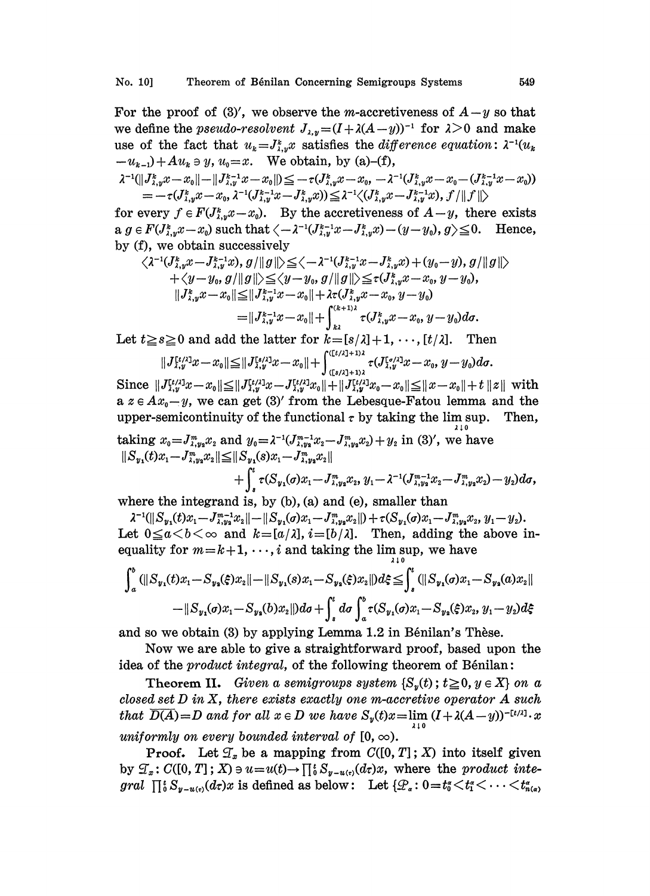For the proof of (3)′, we observe the $m$-accretiveness of $A-y$ so that we define the *pseudo-resolvent* $J_{\lambda,y}=(I+\lambda(A-y))^{-1}$ for $\lambda>0$ and make use of the fact that $u_k=J_{\lambda,y}^k x$ satisfies the *difference equation*: $\lambda^{-1}(u_k-u_{k-1})+Au_k \ni y$, $u_0=x$. We obtain, by (a)–(f),

$$\lambda^{-1}(\|J_{\lambda,y}^k x-x_0\|-\|J_{\lambda,y}^{k-1}x-x_0\|)\leqq -\tau(J_{\lambda,y}^k x-x_0,\ -\lambda^{-1}(J_{\lambda,y}^k x-x_0-(J_{\lambda,y}^{k-1}x-x_0))$$
$$=-\tau(J_{\lambda,y}^k x-x_0,\ \lambda^{-1}(J_{\lambda,y}^{k-1}x-J_{\lambda,y}^k x))\leqq \lambda^{-1}\langle (J_{\lambda,y}^k x-J_{\lambda,y}^{k-1}x), f/\|f\|\rangle$$

for every $f\in F(J_{\lambda,y}^k x-x_0)$. By the accretiveness of $A-y$, there exists a $g\in F(J_{\lambda,y}^k x-x_0)$ such that $\langle -\lambda^{-1}(J_{\lambda,y}^{k-1}x-J_{\lambda,y}^k x)-(y-y_0), g\rangle \leqq 0$. Hence, by (f), we obtain successively

$$\langle \lambda^{-1}(J_{\lambda,y}^k x-J_{\lambda,y}^{k-1}x), g/\|g\|\rangle \leqq \langle -\lambda^{-1}(J_{\lambda,y}^{k-1}x-J_{\lambda,y}^k x)+(y_0-y), g/\|g\|\rangle$$
$$+\langle y-y_0, g/\|g\|\rangle \leqq \langle y-y_0, g/\|g\|\rangle \leqq \tau(J_{\lambda,y}^k x-x_0, y-y_0),$$
$$\|J_{\lambda,y}^k x-x_0\|\leqq \|J_{\lambda,y}^{k-1}x-x_0\|+\lambda\tau(J_{\lambda,y}^k x-x_0, y-y_0)$$
$$=\|J_{\lambda,y}^{k-1}x-x_0\|+\int_{k\lambda}^{(k+1)\lambda}\tau(J_{\lambda,y}^k x-x_0, y-y_0)d\sigma.$$

Let $t\geqq s\geqq 0$ and add the latter for $k=[s/\lambda]+1,\cdots,[t/\lambda]$. Then

$$\|J_{\lambda,y}^{[t/\lambda]}x-x_0\|\leqq \|J_{\lambda,y}^{[s/\lambda]}x-x_0\|+\int_{([s/\lambda]+1)\lambda}^{([t/\lambda]+1)\lambda}\tau(J_{\lambda,y}^{[\sigma/\lambda]}x-x_0, y-y_0)d\sigma.$$

Since $\|J_{\lambda,y}^{[t/\lambda]}x-x_0\|\leqq \|J_{\lambda,y}^{[t/\lambda]}x-J_{\lambda,y}^{[t/\lambda]}x_0\|+\|J_{\lambda,y}^{[t/\lambda]}x_0-x_0\|\leqq \|x-x_0\|+t\|z\|$ with a $z\in Ax_0-y$, we can get (3)′ from the Lebesque-Fatou lemma and the upper-semicontinuity of the functional $\tau$ by taking the $\limsup_{\lambda\downarrow 0}$. Then, taking $x_0=J_{\lambda,y_2}^m x_2$ and $y_0=\lambda^{-1}(J_{\lambda,y_2}^{m-1}x_2-J_{\lambda,y_2}^m x_2)+y_2$ in (3)′, we have

$$\|S_{y_1}(t)x_1-J_{\lambda,y_2}^m x_2\|\leqq \|S_{y_1}(s)x_1-J_{\lambda,y_2}^m x_2\|$$
$$+\int_s^t \tau(S_{y_1}(\sigma)x_1-J_{\lambda,y_2}^m x_2,\ y_1-\lambda^{-1}(J_{\lambda,y_2}^{m-1}x_2-J_{\lambda,y_2}^m x_2)-y_2)d\sigma,$$

where the integrand is, by (b), (a) and (e), smaller than

$$\lambda^{-1}(\|S_{y_1}(t)x_1-J_{\lambda,y_2}^{m-1}x_2\|-\|S_{y_1}(\sigma)x_1-J_{\lambda,y_2}^m x_2\|)+\tau(S_{y_1}(\sigma)x_1-J_{\lambda,y_2}^m x_2, y_1-y_2).$$

Let $0\leqq a<b<\infty$ and $k=[a/\lambda]$, $i=[b/\lambda]$. Then, adding the above inequality for $m=k+1,\cdots,i$ and taking the $\limsup_{\lambda\downarrow 0}$, we have

$$\int_a^b(\|S_{y_1}(t)x_1-S_{y_2}(\xi)x_2\|-\|S_{y_1}(s)x_1-S_{y_2}(\xi)x_2\|)d\xi \leqq \int_s^t(\|S_{y_1}(\sigma)x_1-S_{y_2}(a)x_2\|$$
$$-\|S_{y_1}(\sigma)x_1-S_{y_2}(b)x_2\|)d\sigma+\int_s^t d\sigma\int_a^b \tau(S_{y_1}(\sigma)x_1-S_{y_2}(\xi)x_2, y_1-y_2)d\xi$$

and so we obtain (3) by applying Lemma 1.2 in Bénilan's Thèse.

Now we are able to give a straightforward proof, based upon the idea of the *product integral*, of the following theorem of Bénilan:

**Theorem II.** *Given a semigroups system $\{S_y(t); t\geqq 0, y\in X\}$ on a closed set $D$ in $X$, there exists exactly one $m$-accretive operator $A$ such that $\overline{D(A)}=D$ and for all $x\in D$ we have $S_y(t)x=\lim_{\lambda\downarrow 0}(I+\lambda(A-y))^{-[t/\lambda]}\cdot x$ uniformly on every bounded interval of $[0,\infty)$.*

**Proof.** Let $\mathcal{T}_x$ be a mapping from $C([0,T];X)$ into itself given by $\mathcal{T}_x: C([0,T];X)\ni u=u(t)\to \prod_0^t S_{y-u(\tau)}(d\tau)x$, where the *product integral* $\prod_0^t S_{y-u(\tau)}(d\tau)x$ is defined as below: Let $\{\mathcal{P}_\alpha: 0=t_0^\alpha<t_1^\alpha<\cdots<t_{n(\alpha)}^\alpha$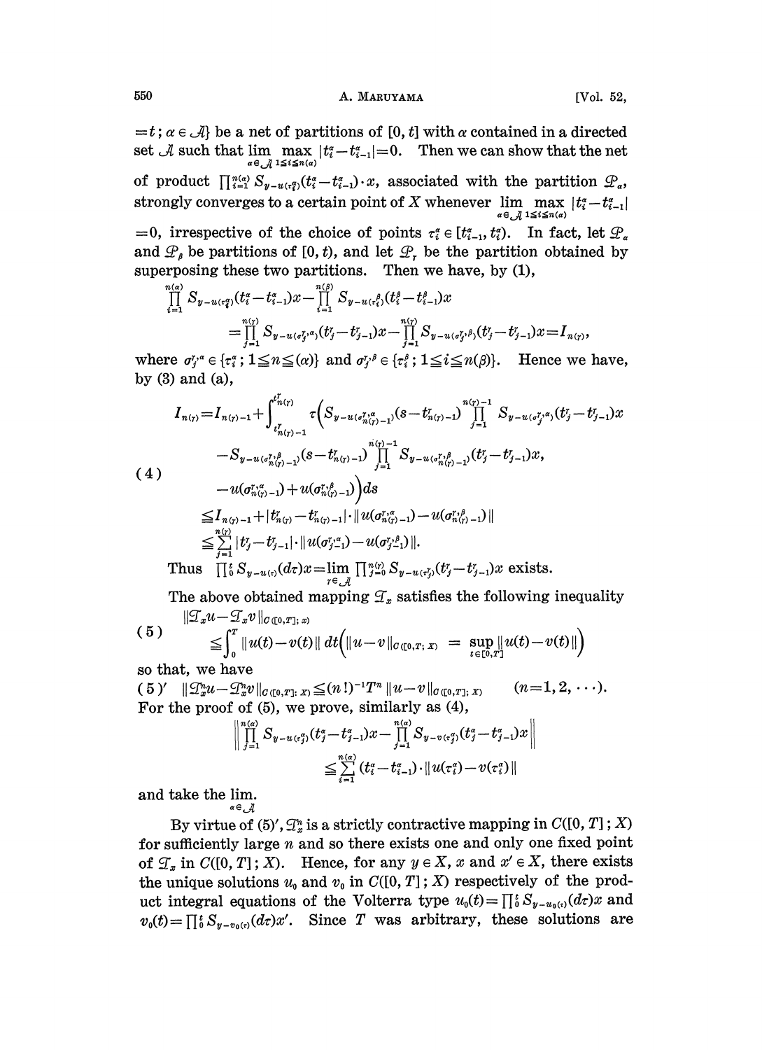$=t\,;\alpha\in\mathcal{A}\}$ be a net of partitions of $[0,t]$ with $\alpha$ contained in a directed set $\mathcal{A}$ such that $\lim_{\alpha\in\mathcal{A}}\max_{1\le i\le n(\alpha)}|t_i^\alpha-t_{i-1}^\alpha|=0$. Then we can show that the net of product $\prod_{i=1}^{n(\alpha)} S_{y-u(\tau_i^\alpha)}(t_i^\alpha-t_{i-1}^\alpha)\cdot x$, associated with the partition $\mathcal{P}_\alpha$, strongly converges to a certain point of $X$ whenever $\lim_{\alpha\in\mathcal{A}}\max_{1\le i\le n(\alpha)}|t_i^\alpha-t_{i-1}^\alpha|=0$, irrespective of the choice of points $\tau_i^\alpha\in[t_{i-1}^\alpha,t_i^\alpha)$. In fact, let $\mathcal{P}_\alpha$ and $\mathcal{P}_\beta$ be partitions of $[0,t)$, and let $\mathcal{P}_\gamma$ be the partition obtained by superposing these two partitions. Then we have, by (1),

$$
\begin{aligned}
&\prod_{i=1}^{n(\alpha)} S_{y-u(\tau_i^\alpha)}(t_i^\alpha-t_{i-1}^\alpha)x-\prod_{i=1}^{n(\beta)} S_{y-u(\tau_i^\beta)}(t_i^\beta-t_{i-1}^\beta)x\\
&\qquad=\prod_{j=1}^{n(\gamma)} S_{y-u(\sigma_j^{\gamma,\alpha})}(t_j^\gamma-t_{j-1}^\gamma)x-\prod_{j=1}^{n(\gamma)} S_{y-u(\sigma_j^{\gamma,\beta})}(t_j^\gamma-t_{j-1}^\gamma)x=I_{n(\gamma)},
\end{aligned}
$$

where $\sigma_j^{\gamma,\alpha}\in\{\tau_i^\alpha\,;1\le n\le(\alpha)\}$ and $\sigma_j^{\gamma,\beta}\in\{\tau_i^\beta\,;1\le i\le n(\beta)\}$. Hence we have, by (3) and (a),

$$
\begin{aligned}
I_{n(\gamma)}&=I_{n(\gamma)-1}+\int_{t_{n(\gamma)-1}^\gamma}^{t_{n(\gamma)}^\gamma}\tau\Big(S_{y-u(\sigma_{n(\gamma)-1}^{\gamma,\alpha})}(s-t_{n(\gamma)-1}^\gamma)\prod_{j=1}^{n(\gamma)-1}S_{y-u(\sigma_j^{\gamma,\alpha})}(t_j^\gamma-t_{j-1}^\gamma)x\\
&\qquad-S_{y-u(\sigma_{n(\gamma)-1}^{\gamma,\beta})}(s-t_{n(\gamma)-1}^\gamma)\prod_{j=1}^{n(\gamma)-1}S_{y-u(\sigma_{n(\gamma)-1}^{\gamma,\beta})}(t_j^\gamma-t_{j-1}^\gamma)x,\\
&\qquad-u(\sigma_{n(\gamma)-1}^{\gamma,\alpha})+u(\sigma_{n(\gamma)-1}^{\gamma,\beta})\Big)ds\\
&\le I_{n(\gamma)-1}+|t_{n(\gamma)}^\gamma-t_{n(\gamma)-1}^\gamma|\cdot\|u(\sigma_{n(\gamma)-1}^{\gamma,\alpha})-u(\sigma_{n(\gamma)-1}^{\gamma,\beta})\|\\
&\le\sum_{j=1}^{n(\gamma)}|t_j^\gamma-t_{j-1}^\gamma|\cdot\|u(\sigma_{j-1}^{\gamma,\alpha})-u(\sigma_{j-1}^{\gamma,\beta})\|.
\end{aligned}\tag{4}
$$

Thus $\prod_0^t S_{y-u(\tau)}(d\tau)x=\lim_{\gamma\in\mathcal{A}}\prod_{j=0}^{n(\gamma)} S_{y-u(\tau_j^\gamma)}(t_j^\gamma-t_{j-1}^\gamma)x$ exists.

The above obtained mapping $\mathcal{T}_x$ satisfies the following inequality

$$
\|\mathcal{T}_xu-\mathcal{T}_xv\|_{C([0,T];X)}\le\int_0^T\|u(t)-v(t)\|\,dt\Big(\|u-v\|_{C([0,T];X)}=\sup_{t\in[0,T]}\|u(t)-v(t)\|\Big)\tag{5}
$$

so that, we have

$$
\|\mathcal{T}_x^nu-\mathcal{T}_x^nv\|_{C([0,T];X)}\le(n!)^{-1}T^n\|u-v\|_{C([0,T];X)}\qquad(n=1,2,\cdots).\tag{5$'$}
$$

For the proof of (5), we prove, similarly as (4),

$$
\Big\|\prod_{j=1}^{n(\alpha)} S_{y-u(\tau_j^\alpha)}(t_j^\alpha-t_{j-1}^\alpha)x-\prod_{j=1}^{n(\alpha)} S_{y-v(\tau_j^\alpha)}(t_j^\alpha-t_{j-1}^\alpha)x\Big\|\le\sum_{i=1}^{n(\alpha)}(t_i^\alpha-t_{i-1}^\alpha)\cdot\|u(\tau_i^\alpha)-v(\tau_i^\alpha)\|
$$

and take the $\lim_{\alpha\in\mathcal{A}}$.

By virtue of (5)$'$, $\mathcal{T}_x^n$ is a strictly contractive mapping in $C([0,T];X)$ for sufficiently large $n$ and so there exists one and only one fixed point of $\mathcal{T}_x$ in $C([0,T];X)$. Hence, for any $y\in X$, $x$ and $x'\in X$, there exists the unique solutions $u_0$ and $v_0$ in $C([0,T];X)$ respectively of the product integral equations of the Volterra type $u_0(t)=\prod_0^t S_{y-u_0(\tau)}(d\tau)x$ and $v_0(t)=\prod_0^t S_{y-v_0(\tau)}(d\tau)x'$. Since $T$ was arbitrary, these solutions are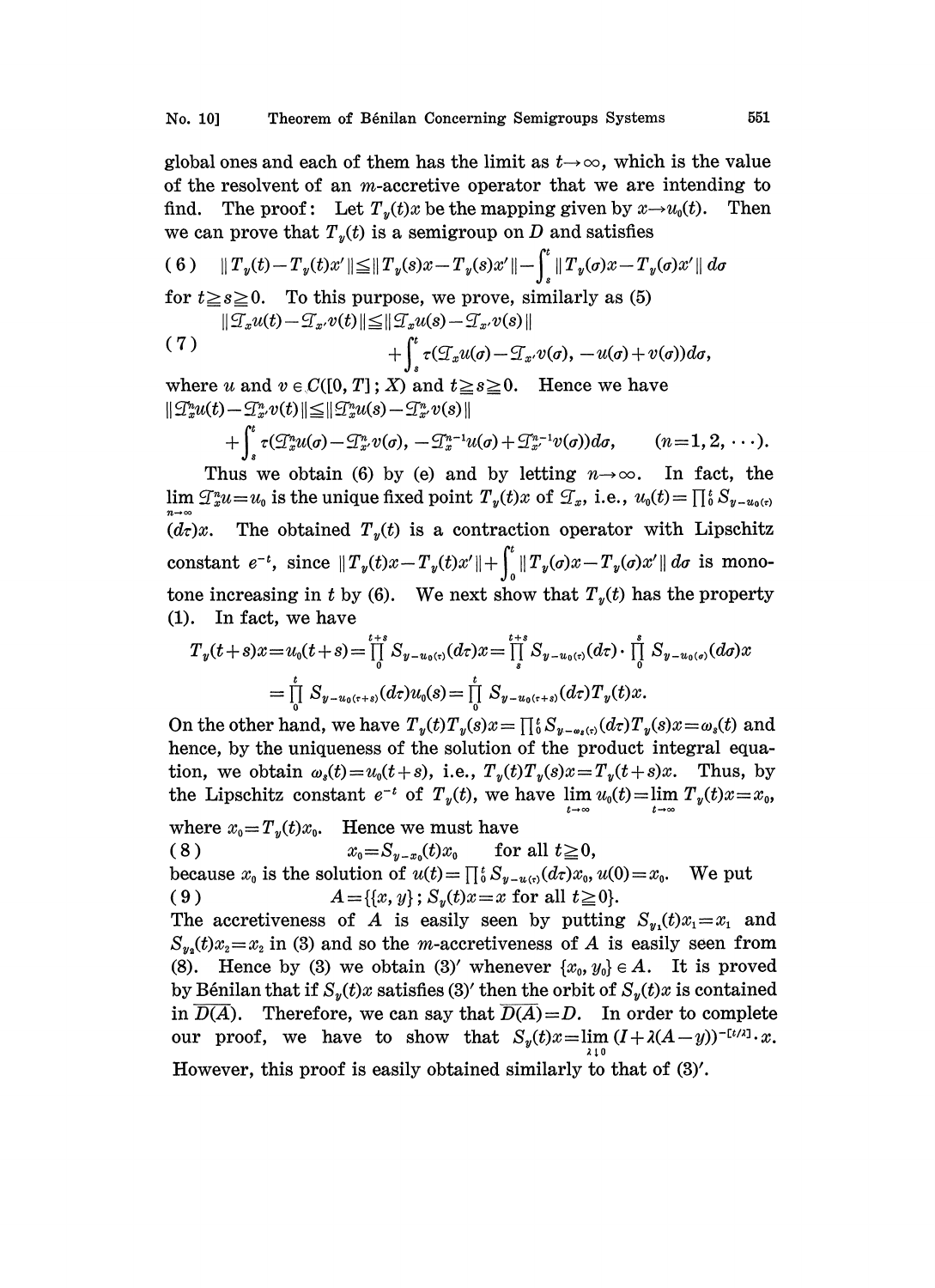global ones and each of them has the limit as $t \to \infty$, which is the value of the resolvent of an $m$-accretive operator that we are intending to find. The proof: Let $T_y(t)x$ be the mapping given by $x \to u_0(t)$. Then we can prove that $T_y(t)$ is a semigroup on $D$ and satisfies

$$(6) \quad \|T_y(t) - T_y(t)x'\| \leqq \|T_y(s)x - T_y(s)x'\| - \int_s^t \|T_y(\sigma)x - T_y(\sigma)x'\| \, d\sigma$$

for $t \geqq s \geqq 0$. To this purpose, we prove, similarly as (5)

$$(7) \quad \begin{aligned} \|\mathcal{T}_x u(t) - \mathcal{T}_{x'} v(t)\| &\leqq \|\mathcal{T}_x u(s) - \mathcal{T}_{x'} v(s)\| \\ &\quad + \int_s^t \tau(\mathcal{T}_x u(\sigma) - \mathcal{T}_{x'} v(\sigma), \, -u(\sigma) + v(\sigma)) d\sigma, \end{aligned}$$

where $u$ and $v \in C([0, T]; X)$ and $t \geqq s \geqq 0$. Hence we have

$$\begin{aligned} \|\mathcal{T}_x^n u(t) - \mathcal{T}_{x'}^n v(t)\| &\leqq \|\mathcal{T}_x^n u(s) - \mathcal{T}_{x'}^n v(s)\| \\ &\quad + \int_s^t \tau(\mathcal{T}_x^n u(\sigma) - \mathcal{T}_{x'}^n v(\sigma), \, -\mathcal{T}_x^{n-1} u(\sigma) + \mathcal{T}_{x'}^{n-1} v(\sigma)) d\sigma, \qquad (n = 1, 2, \cdots). \end{aligned}$$

Thus we obtain (6) by (e) and by letting $n \to \infty$. In fact, the $\lim_{n \to \infty} \mathcal{T}_x^n u = u_0$ is the unique fixed point $T_y(t)x$ of $\mathcal{T}_x$, i.e., $u_0(t) = \prod_0^t S_{y - u_0(\tau)}(d\tau)x$. The obtained $T_y(t)$ is a contraction operator with Lipschitz constant $e^{-t}$, since $\|T_y(t)x - T_y(t)x'\| + \int_0^t \|T_y(\sigma)x - T_y(\sigma)x'\| \, d\sigma$ is monotone increasing in $t$ by (6). We next show that $T_y(t)$ has the property (1). In fact, we have

$$\begin{aligned} T_y(t+s)x = u_0(t+s) &= \prod_0^{t+s} S_{y - u_0(\tau)}(d\tau)x = \prod_s^{t+s} S_{y - u_0(\tau)}(d\tau) \cdot \prod_0^s S_{y - u_0(\sigma)}(d\sigma)x \\ &= \prod_0^t S_{y - u_0(\tau + s)}(d\tau)u_0(s) = \prod_0^t S_{y - u_0(\tau + s)}(d\tau)T_y(t)x. \end{aligned}$$

On the other hand, we have $T_y(t)T_y(s)x = \prod_0^t S_{y - \omega_s(\tau)}(d\tau)T_y(s)x = \omega_s(t)$ and hence, by the uniqueness of the solution of the product integral equation, we obtain $\omega_s(t) = u_0(t+s)$, i.e., $T_y(t)T_y(s)x = T_y(t+s)x$. Thus, by the Lipschitz constant $e^{-t}$ of $T_y(t)$, we have $\lim_{t \to \infty} u_0(t) = \lim_{t \to \infty} T_y(t)x = x_0$, where $x_0 = T_y(t)x_0$. Hence we must have

$$(8) \qquad x_0 = S_{y - x_0}(t)x_0 \qquad \text{for all } t \geqq 0,$$

because $x_0$ is the solution of $u(t) = \prod_0^t S_{y - u(\tau)}(d\tau)x_0$, $u(0) = x_0$. We put

$$(9) \qquad A = \{\{x, y\}; S_y(t)x = x \text{ for all } t \geqq 0\}.$$

The accretiveness of $A$ is easily seen by putting $S_{y_1}(t)x_1 = x_1$ and $S_{y_2}(t)x_2 = x_2$ in (3) and so the $m$-accretiveness of $A$ is easily seen from (8). Hence by (3) we obtain (3)′ whenever $\{x_0, y_0\} \in A$. It is proved by Bénilan that if $S_y(t)x$ satisfies (3)′ then the orbit of $S_y(t)x$ is contained in $\overline{D(A)}$. Therefore, we can say that $\overline{D(A)} = D$. In order to complete our proof, we have to show that $S_y(t)x = \lim_{\lambda \downarrow 0} (I + \lambda(A - y))^{-[t/\lambda]} \cdot x$. However, this proof is easily obtained similarly to that of (3)′.